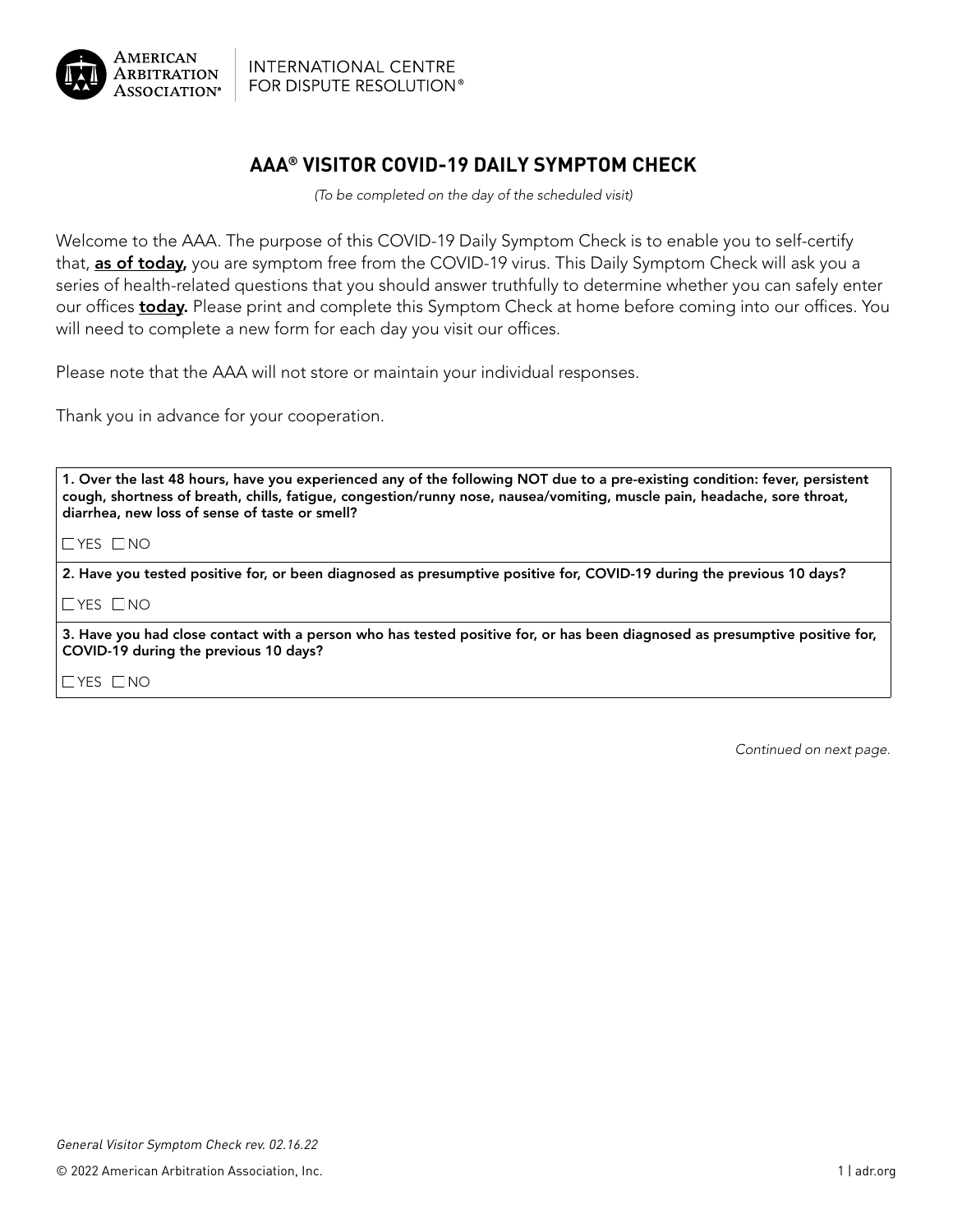AMERICAN ARBITRATION ASSOCIATION® | INTERNATIONAL CENTRE FOR DISPUTE RESOLUTION®

# AAA® VISITOR COVID-19 DAILY SYMPTOM CHECK

*(To be completed on the day of the scheduled visit)*

Welcome to the AAA. The purpose of this COVID-19 Daily Symptom Check is to enable you to self-certify that, **as of today,** you are symptom free from the COVID-19 virus. This Daily Symptom Check will ask you a series of health-related questions that you should answer truthfully to determine whether you can safely enter our offices **today.** Please print and complete this Symptom Check at home before coming into our offices. You will need to complete a new form for each day you visit our offices.

Please note that the AAA will not store or maintain your individual responses.

Thank you in advance for your cooperation.

**1. Over the last 48 hours, have you experienced any of the following NOT due to a pre-existing condition: fever, persistent cough, shortness of breath, chills, fatigue, congestion/runny nose, nausea/vomiting, muscle pain, headache, sore throat, diarrhea, new loss of sense of taste or smell?**

☐ YES ☐ NO

**2. Have you tested positive for, or been diagnosed as presumptive positive for, COVID-19 during the previous 10 days?**

☐ YES ☐ NO

**3. Have you had close contact with a person who has tested positive for, or has been diagnosed as presumptive positive for, COVID-19 during the previous 10 days?**

☐ YES ☐ NO

*Continued on next page.*

*General Visitor Symptom Check rev. 02.16.22*

© 2022 American Arbitration Association, Inc.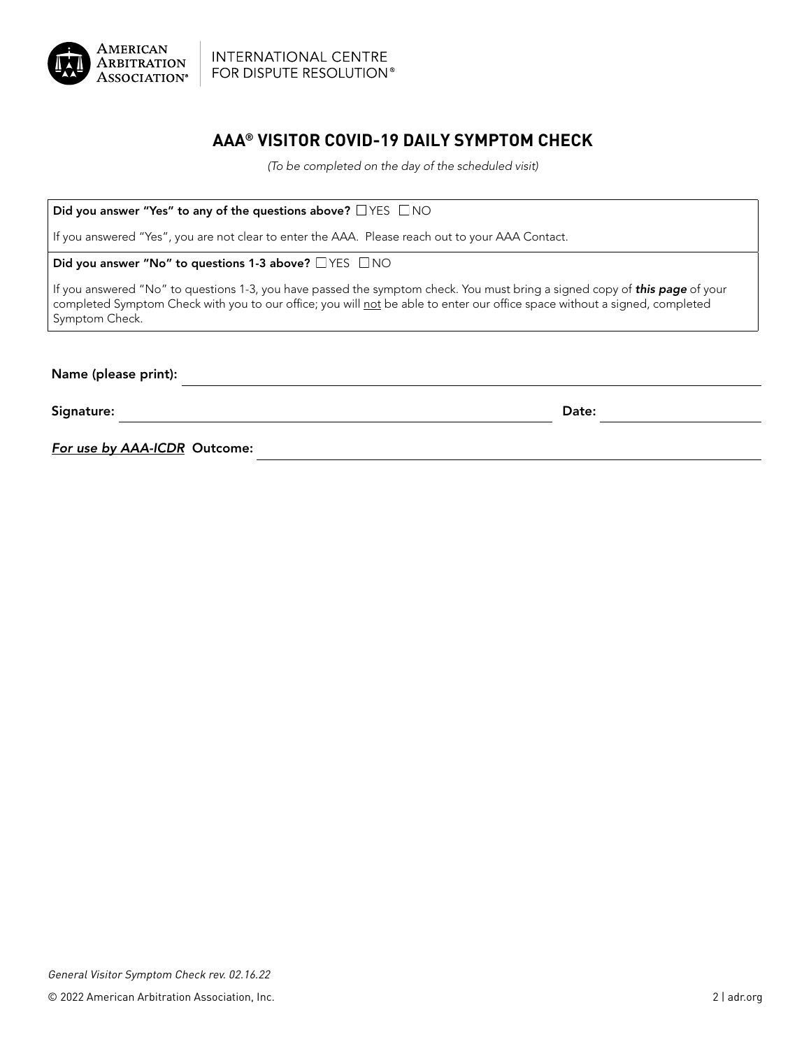AMERICAN ARBITRATION ASSOCIATION® | INTERNATIONAL CENTRE FOR DISPUTE RESOLUTION®

## AAA® VISITOR COVID-19 DAILY SYMPTOM CHECK

*(To be completed on the day of the scheduled visit)*

**Did you answer "Yes" to any of the questions above?** ☐ YES ☐ NO

If you answered "Yes", you are not clear to enter the AAA. Please reach out to your AAA Contact.

**Did you answer "No" to questions 1-3 above?** ☐ YES ☐ NO

If you answered "No" to questions 1-3, you have passed the symptom check. You must bring a signed copy of ***this page*** of your completed Symptom Check with you to our office; you will not be able to enter our office space without a signed, completed Symptom Check.

**Name (please print):** ______________________________

**Signature:** ______________________________ **Date:** ______________

***For use by AAA-ICDR*** **Outcome:** ______________________________

*General Visitor Symptom Check rev. 02.16.22*

© 2022 American Arbitration Association, Inc.